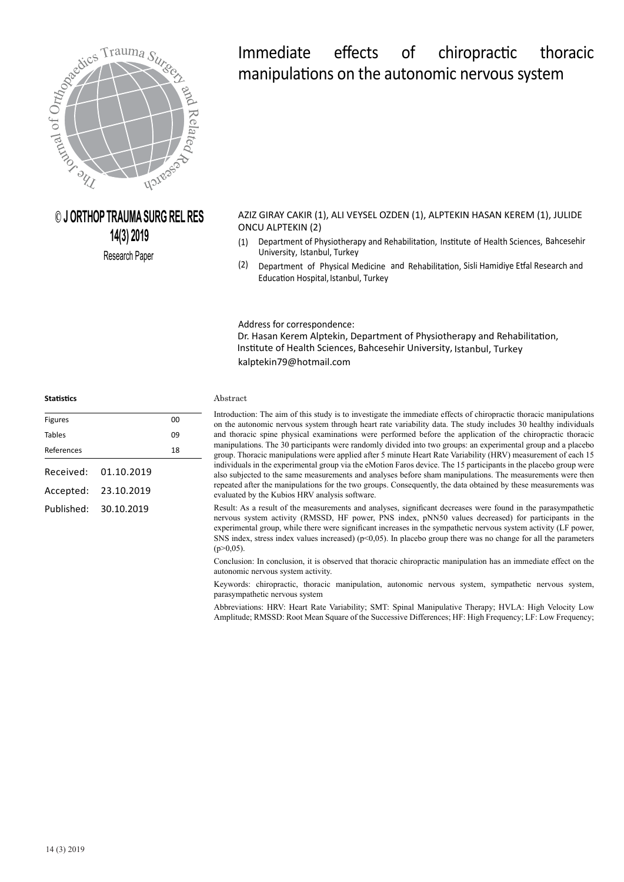# Immediate effects of chiropractic thoracic manipulations on the autonomic nervous system

**© J ORTHOP TRAUMA SURG REL RES**
**14(3) 2019**
Research Paper

AZIZ GIRAY CAKIR (1), ALI VEYSEL OZDEN (1), ALPTEKIN HASAN KEREM (1), JULIDE ONCU ALPTEKIN (2)

(1) Department of Physiotherapy and Rehabilitation, Institute of Health Sciences, Bahcesehir University, Istanbul, Turkey

(2) Department of Physical Medicine and Rehabilitation, Sisli Hamidiye Etfal Research and Education Hospital, Istanbul, Turkey

Address for correspondence:
Dr. Hasan Kerem Alptekin, Department of Physiotherapy and Rehabilitation, Institute of Health Sciences, Bahcesehir University, Istanbul, Turkey
kalptekin79@hotmail.com

**Statistics**

| | |
|---|---|
| Figures | 00 |
| Tables | 09 |
| References | 18 |

Received: 01.10.2019
Accepted: 23.10.2019
Published: 30.10.2019

## Abstract

Introduction: The aim of this study is to investigate the immediate effects of chiropractic thoracic manipulations on the autonomic nervous system through heart rate variability data. The study includes 30 healthy individuals and thoracic spine physical examinations were performed before the application of the chiropractic thoracic manipulations. The 30 participants were randomly divided into two groups: an experimental group and a placebo group. Thoracic manipulations were applied after 5 minute Heart Rate Variability (HRV) measurement of each 15 individuals in the experimental group via the eMotion Faros device. The 15 participants in the placebo group were also subjected to the same measurements and analyses before sham manipulations. The measurements were then repeated after the manipulations for the two groups. Consequently, the data obtained by these measurements was evaluated by the Kubios HRV analysis software.

Result: As a result of the measurements and analyses, significant decreases were found in the parasympathetic nervous system activity (RMSSD, HF power, PNS index, pNN50 values decreased) for participants in the experimental group, while there were significant increases in the sympathetic nervous system activity (LF power, SNS index, stress index values increased) ($p<0,05$). In placebo group there was no change for all the parameters ($p>0,05$).

Conclusion: In conclusion, it is observed that thoracic chiropractic manipulation has an immediate effect on the autonomic nervous system activity.

Keywords: chiropractic, thoracic manipulation, autonomic nervous system, sympathetic nervous system, parasympathetic nervous system

Abbreviations: HRV: Heart Rate Variability; SMT: Spinal Manipulative Therapy; HVLA: High Velocity Low Amplitude; RMSSD: Root Mean Square of the Successive Differences; HF: High Frequency; LF: Low Frequency;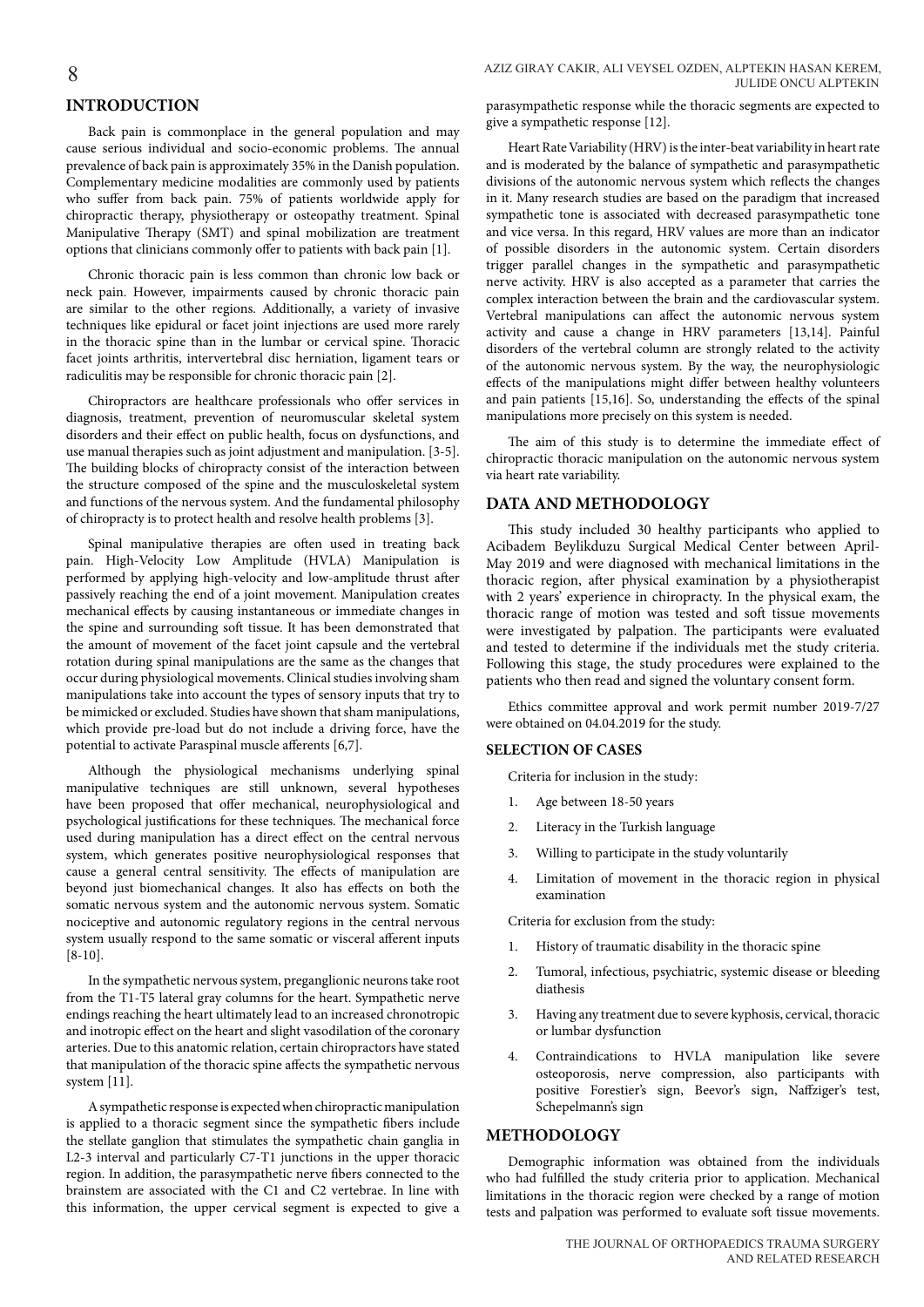## INTRODUCTION

Back pain is commonplace in the general population and may cause serious individual and socio-economic problems. The annual prevalence of back pain is approximately 35% in the Danish population. Complementary medicine modalities are commonly used by patients who suffer from back pain. 75% of patients worldwide apply for chiropractic therapy, physiotherapy or osteopathy treatment. Spinal Manipulative Therapy (SMT) and spinal mobilization are treatment options that clinicians commonly offer to patients with back pain [1].

Chronic thoracic pain is less common than chronic low back or neck pain. However, impairments caused by chronic thoracic pain are similar to the other regions. Additionally, a variety of invasive techniques like epidural or facet joint injections are used more rarely in the thoracic spine than in the lumbar or cervical spine. Thoracic facet joints arthritis, intervertebral disc herniation, ligament tears or radiculitis may be responsible for chronic thoracic pain [2].

Chiropractors are healthcare professionals who offer services in diagnosis, treatment, prevention of neuromuscular skeletal system disorders and their effect on public health, focus on dysfunctions, and use manual therapies such as joint adjustment and manipulation. [3-5]. The building blocks of chiropracty consist of the interaction between the structure composed of the spine and the musculoskeletal system and functions of the nervous system. And the fundamental philosophy of chiropracty is to protect health and resolve health problems [3].

Spinal manipulative therapies are often used in treating back pain. High-Velocity Low Amplitude (HVLA) Manipulation is performed by applying high-velocity and low-amplitude thrust after passively reaching the end of a joint movement. Manipulation creates mechanical effects by causing instantaneous or immediate changes in the spine and surrounding soft tissue. It has been demonstrated that the amount of movement of the facet joint capsule and the vertebral rotation during spinal manipulations are the same as the changes that occur during physiological movements. Clinical studies involving sham manipulations take into account the types of sensory inputs that try to be mimicked or excluded. Studies have shown that sham manipulations, which provide pre-load but do not include a driving force, have the potential to activate Paraspinal muscle afferents [6,7].

Although the physiological mechanisms underlying spinal manipulative techniques are still unknown, several hypotheses have been proposed that offer mechanical, neurophysiological and psychological justifications for these techniques. The mechanical force used during manipulation has a direct effect on the central nervous system, which generates positive neurophysiological responses that cause a general central sensitivity. The effects of manipulation are beyond just biomechanical changes. It also has effects on both the somatic nervous system and the autonomic nervous system. Somatic nociceptive and autonomic regulatory regions in the central nervous system usually respond to the same somatic or visceral afferent inputs [8-10].

In the sympathetic nervous system, preganglionic neurons take root from the T1-T5 lateral gray columns for the heart. Sympathetic nerve endings reaching the heart ultimately lead to an increased chronotropic and inotropic effect on the heart and slight vasodilation of the coronary arteries. Due to this anatomic relation, certain chiropractors have stated that manipulation of the thoracic spine affects the sympathetic nervous system [11].

A sympathetic response is expected when chiropractic manipulation is applied to a thoracic segment since the sympathetic fibers include the stellate ganglion that stimulates the sympathetic chain ganglia in L2-3 interval and particularly C7-T1 junctions in the upper thoracic region. In addition, the parasympathetic nerve fibers connected to the brainstem are associated with the C1 and C2 vertebrae. In line with this information, the upper cervical segment is expected to give a parasympathetic response while the thoracic segments are expected to give a sympathetic response [12].

Heart Rate Variability (HRV) is the inter-beat variability in heart rate and is moderated by the balance of sympathetic and parasympathetic divisions of the autonomic nervous system which reflects the changes in it. Many research studies are based on the paradigm that increased sympathetic tone is associated with decreased parasympathetic tone and vice versa. In this regard, HRV values are more than an indicator of possible disorders in the autonomic system. Certain disorders trigger parallel changes in the sympathetic and parasympathetic nerve activity. HRV is also accepted as a parameter that carries the complex interaction between the brain and the cardiovascular system. Vertebral manipulations can affect the autonomic nervous system activity and cause a change in HRV parameters [13,14]. Painful disorders of the vertebral column are strongly related to the activity of the autonomic nervous system. By the way, the neurophysiologic effects of the manipulations might differ between healthy volunteers and pain patients [15,16]. So, understanding the effects of the spinal manipulations more precisely on this system is needed.

The aim of this study is to determine the immediate effect of chiropractic thoracic manipulation on the autonomic nervous system via heart rate variability.

## DATA AND METHODOLOGY

This study included 30 healthy participants who applied to Acibadem Beylikduzu Surgical Medical Center between April-May 2019 and were diagnosed with mechanical limitations in the thoracic region, after physical examination by a physiotherapist with 2 years' experience in chiropracty. In the physical exam, the thoracic range of motion was tested and soft tissue movements were investigated by palpation. The participants were evaluated and tested to determine if the individuals met the study criteria. Following this stage, the study procedures were explained to the patients who then read and signed the voluntary consent form.

Ethics committee approval and work permit number 2019-7/27 were obtained on 04.04.2019 for the study.

### SELECTION OF CASES

Criteria for inclusion in the study:

1. Age between 18-50 years
2. Literacy in the Turkish language
3. Willing to participate in the study voluntarily
4. Limitation of movement in the thoracic region in physical examination

Criteria for exclusion from the study:

1. History of traumatic disability in the thoracic spine
2. Tumoral, infectious, psychiatric, systemic disease or bleeding diathesis
3. Having any treatment due to severe kyphosis, cervical, thoracic or lumbar dysfunction
4. Contraindications to HVLA manipulation like severe osteoporosis, nerve compression, also participants with positive Forestier's sign, Beevor's sign, Naffziger's test, Schepelmann's sign

## METHODOLOGY

Demographic information was obtained from the individuals who had fulfilled the study criteria prior to application. Mechanical limitations in the thoracic region were checked by a range of motion tests and palpation was performed to evaluate soft tissue movements.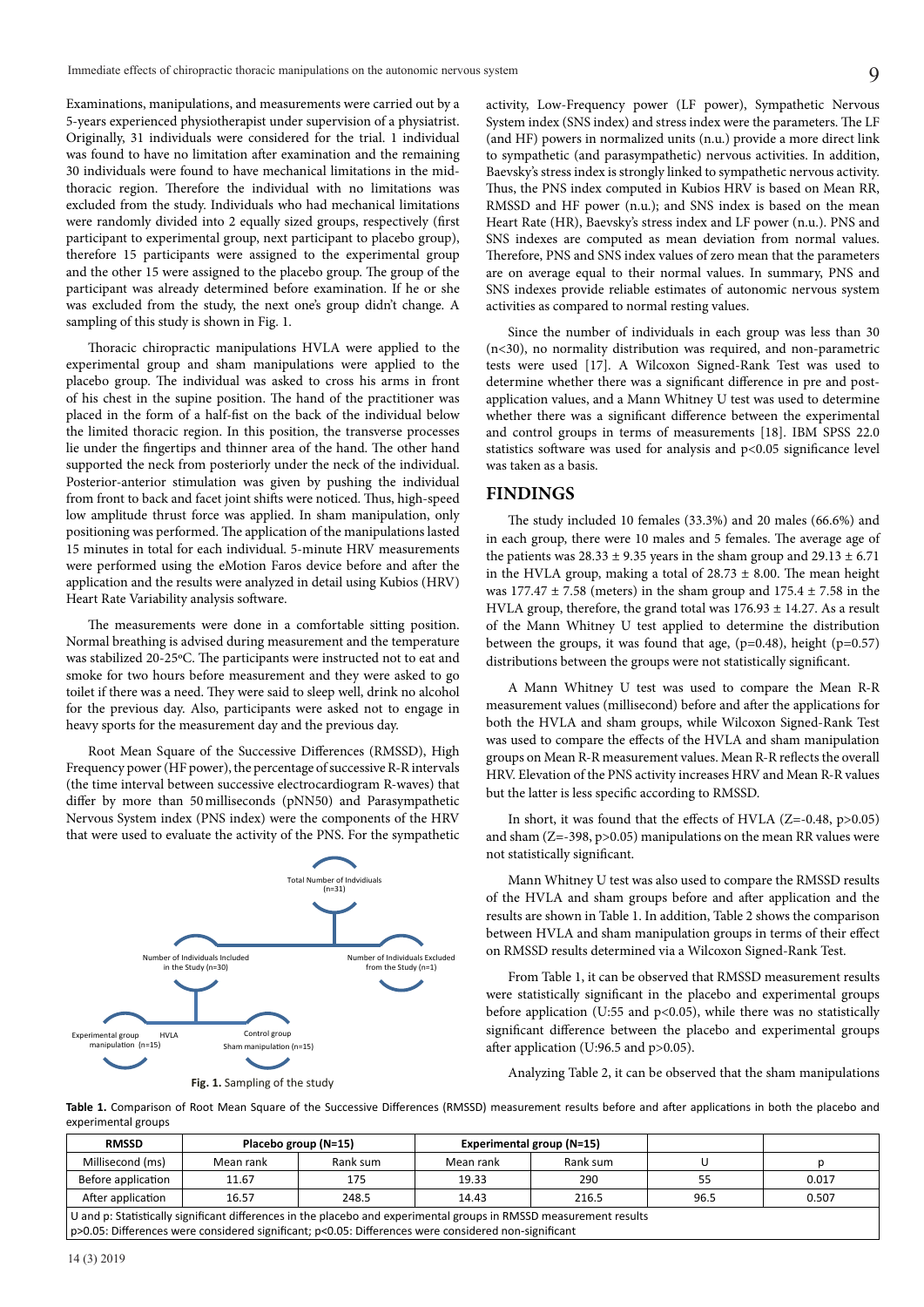Examinations, manipulations, and measurements were carried out by a 5-years experienced physiotherapist under supervision of a physiatrist. Originally, 31 individuals were considered for the trial. 1 individual was found to have no limitation after examination and the remaining 30 individuals were found to have mechanical limitations in the mid-thoracic region. Therefore the individual with no limitations was excluded from the study. Individuals who had mechanical limitations were randomly divided into 2 equally sized groups, respectively (first participant to experimental group, next participant to placebo group), therefore 15 participants were assigned to the experimental group and the other 15 were assigned to the placebo group. The group of the participant was already determined before examination. If he or she was excluded from the study, the next one's group didn't change. A sampling of this study is shown in Fig. 1.

Thoracic chiropractic manipulations HVLA were applied to the experimental group and sham manipulations were applied to the placebo group. The individual was asked to cross his arms in front of his chest in the supine position. The hand of the practitioner was placed in the form of a half-fist on the back of the individual below the limited thoracic region. In this position, the transverse processes lie under the fingertips and thinner area of the hand. The other hand supported the neck from posteriorly under the neck of the individual. Posterior-anterior stimulation was given by pushing the individual from front to back and facet joint shifts were noticed. Thus, high-speed low amplitude thrust force was applied. In sham manipulation, only positioning was performed. The application of the manipulations lasted 15 minutes in total for each individual. 5-minute HRV measurements were performed using the eMotion Faros device before and after the application and the results were analyzed in detail using Kubios (HRV) Heart Rate Variability analysis software.

The measurements were done in a comfortable sitting position. Normal breathing is advised during measurement and the temperature was stabilized 20-25ºC. The participants were instructed not to eat and smoke for two hours before measurement and they were asked to go toilet if there was a need. They were said to sleep well, drink no alcohol for the previous day. Also, participants were asked not to engage in heavy sports for the measurement day and the previous day.

Root Mean Square of the Successive Differences (RMSSD), High Frequency power (HF power), the percentage of successive R-R intervals (the time interval between successive electrocardiogram R-waves) that differ by more than 50 milliseconds (pNN50) and Parasympathetic Nervous System index (PNS index) were the components of the HRV that were used to evaluate the activity of the PNS. For the sympathetic activity, Low-Frequency power (LF power), Sympathetic Nervous System index (SNS index) and stress index were the parameters. The LF (and HF) powers in normalized units (n.u.) provide a more direct link to sympathetic (and parasympathetic) nervous activities. In addition, Baevsky's stress index is strongly linked to sympathetic nervous activity. Thus, the PNS index computed in Kubios HRV is based on Mean RR, RMSSD and HF power (n.u.); and SNS index is based on the mean Heart Rate (HR), Baevsky's stress index and LF power (n.u.). PNS and SNS indexes are computed as mean deviation from normal values. Therefore, PNS and SNS index values of zero mean that the parameters are on average equal to their normal values. In summary, PNS and SNS indexes provide reliable estimates of autonomic nervous system activities as compared to normal resting values.

Since the number of individuals in each group was less than 30 (n<30), no normality distribution was required, and non-parametric tests were used [17]. A Wilcoxon Signed-Rank Test was used to determine whether there was a significant difference in pre and post-application values, and a Mann Whitney U test was used to determine whether there was a significant difference between the experimental and control groups in terms of measurements [18]. IBM SPSS 22.0 statistics software was used for analysis and $p<0.05$ significance level was taken as a basis.

## FINDINGS

The study included 10 females (33.3%) and 20 males (66.6%) and in each group, there were 10 males and 5 females. The average age of the patients was 28.33 ± 9.35 years in the sham group and 29.13 ± 6.71 in the HVLA group, making a total of 28.73 ± 8.00. The mean height was 177.47 ± 7.58 (meters) in the sham group and 175.4 ± 7.58 in the HVLA group, therefore, the grand total was 176.93 ± 14.27. As a result of the Mann Whitney U test applied to determine the distribution between the groups, it was found that age, ($p=0.48$), height ($p=0.57$) distributions between the groups were not statistically significant.

A Mann Whitney U test was used to compare the Mean R-R measurement values (millisecond) before and after the applications for both the HVLA and sham groups, while Wilcoxon Signed-Rank Test was used to compare the effects of the HVLA and sham manipulation groups on Mean R-R measurement values. Mean R-R reflects the overall HRV. Elevation of the PNS activity increases HRV and Mean R-R values but the latter is less specific according to RMSSD.

In short, it was found that the effects of HVLA ($Z=-0.48$, $p>0.05$) and sham ($Z=-398$, $p>0.05$) manipulations on the mean RR values were not statistically significant.

Mann Whitney U test was also used to compare the RMSSD results of the HVLA and sham groups before and after application and the results are shown in Table 1. In addition, Table 2 shows the comparison between HVLA and sham manipulation groups in terms of their effect on RMSSD results determined via a Wilcoxon Signed-Rank Test.

From Table 1, it can be observed that RMSSD measurement results were statistically significant in the placebo and experimental groups before application (U:55 and $p<0.05$), while there was no statistically significant difference between the placebo and experimental groups after application (U:96.5 and $p>0.05$).

Analyzing Table 2, it can be observed that the sham manipulations

Total Number of Indvidiuals (n=31)
Number of Individuals Included in the Study (n=30)
Number of Individuals Excluded from the Study (n=1)
Experimental group HVLA manipulation (n=15)
Control group Sham manipulation (n=15)

**Fig. 1.** Sampling of the study

**Table 1.** Comparison of Root Mean Square of the Successive Differences (RMSSD) measurement results before and after applications in both the placebo and experimental groups

| RMSSD | Placebo group (N=15) | | Experimental group (N=15) | | | |
|---|---|---|---|---|---|---|
| Millisecond (ms) | Mean rank | Rank sum | Mean rank | Rank sum | U | p |
| Before application | 11.67 | 175 | 19.33 | 290 | 55 | 0.017 |
| After application | 16.57 | 248.5 | 14.43 | 216.5 | 96.5 | 0.507 |

U and p: Statistically significant differences in the placebo and experimental groups in RMSSD measurement results
p>0.05: Differences were considered significant; p<0.05: Differences were considered non-significant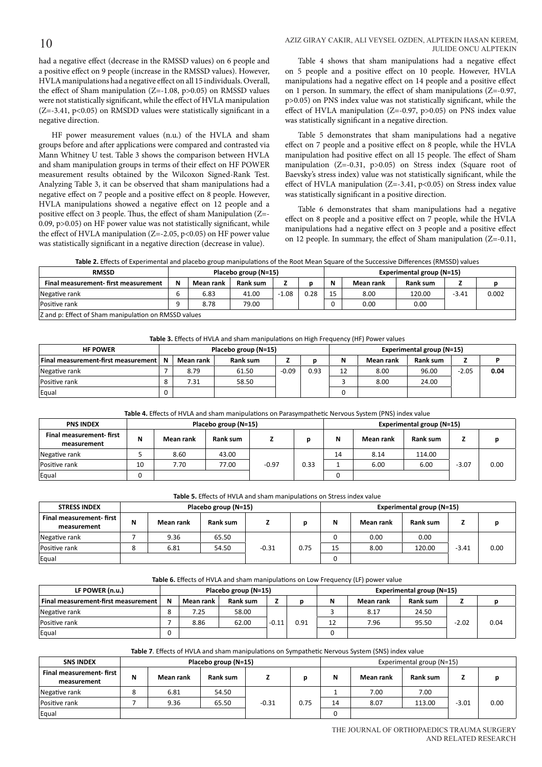had a negative effect (decrease in the RMSSD values) on 6 people and a positive effect on 9 people (increase in the RMSSD values). However, HVLA manipulations had a negative effect on all 15 individuals. Overall, the effect of Sham manipulation (Z=-1.08, p>0.05) on RMSSD values were not statistically significant, while the effect of HVLA manipulation (Z=-3.41, p<0.05) on RMSDD values were statistically significant in a negative direction.

HF power measurement values (n.u.) of the HVLA and sham groups before and after applications were compared and contrasted via Mann Whitney U test. Table 3 shows the comparison between HVLA and sham manipulation groups in terms of their effect on HF POWER measurement results obtained by the Wilcoxon Signed-Rank Test. Analyzing Table 3, it can be observed that sham manipulations had a negative effect on 7 people and a positive effect on 8 people. However, HVLA manipulations showed a negative effect on 12 people and a positive effect on 3 people. Thus, the effect of sham Manipulation (Z=-0.09, p>0.05) on HF power value was not statistically significant, while the effect of HVLA manipulation (Z=-2.05, p<0.05) on HF power value was statistically significant in a negative direction (decrease in value).

Table 4 shows that sham manipulations had a negative effect on 5 people and a positive effect on 10 people. However, HVLA manipulations had a negative effect on 14 people and a positive effect on 1 person. In summary, the effect of sham manipulations (Z=-0.97, p>0.05) on PNS index value was not statistically significant, while the effect of HVLA manipulation (Z=-0.97, p>0.05) on PNS index value was statistically significant in a negative direction.

Table 5 demonstrates that sham manipulations had a negative effect on 7 people and a positive effect on 8 people, while the HVLA manipulation had positive effect on all 15 people. The effect of Sham manipulation (Z=-0.31, p>0.05) on Stress index (Square root of Baevsky's stress index) value was not statistically significant, while the effect of HVLA manipulation (Z=-3.41, p<0.05) on Stress index value was statistically significant in a positive direction.

Table 6 demonstrates that sham manipulations had a negative effect on 8 people and a positive effect on 7 people, while the HVLA manipulations had a negative effect on 3 people and a positive effect on 12 people. In summary, the effect of Sham manipulation (Z=-0.11,

**Table 2.** Effects of Experimental and placebo group manipulations of the Root Mean Square of the Successive Differences (RMSSD) values

| RMSSD | Placebo group (N=15) | | | | | Experimental group (N=15) | | | | |
|---|---|---|---|---|---|---|---|---|---|---|
| Final measurement- first measurement | N | Mean rank | Rank sum | Z | p | N | Mean rank | Rank sum | Z | p |
| Negative rank | 6 | 6.83 | 41.00 | -1.08 | 0.28 | 15 | 8.00 | 120.00 | -3.41 | 0.002 |
| Positive rank | 9 | 8.78 | 79.00 | | | 0 | 0.00 | 0.00 | | |
| Z and p: Effect of Sham manipulation on RMSSD values | | | | | | | | | | |

**Table 3.** Effects of HVLA and sham manipulations on High Frequency (HF) Power values

| HF POWER | Placebo group (N=15) | | | | | Experimental group (N=15) | | | | |
|---|---|---|---|---|---|---|---|---|---|---|
| Final measurement-first measurement | N | Mean rank | Rank sum | Z | p | N | Mean rank | Rank sum | Z | P |
| Negative rank | 7 | 8.79 | 61.50 | -0.09 | 0.93 | 12 | 8.00 | 96.00 | -2.05 | **0.04** |
| Positive rank | 8 | 7.31 | 58.50 | | | 3 | 8.00 | 24.00 | | |
| Equal | 0 | | | | | 0 | | | | |

**Table 4.** Effects of HVLA and sham manipulations on Parasympathetic Nervous System (PNS) index value

| PNS INDEX | Placebo group (N=15) | | | | | Experimental group (N=15) | | | | |
|---|---|---|---|---|---|---|---|---|---|---|
| Final measurement- first measurement | N | Mean rank | Rank sum | Z | p | N | Mean rank | Rank sum | Z | p |
| Negative rank | 5 | 8.60 | 43.00 | -0.97 | 0.33 | 14 | 8.14 | 114.00 | -3.07 | 0.00 |
| Positive rank | 10 | 7.70 | 77.00 | | | 1 | 6.00 | 6.00 | | |
| Equal | 0 | | | | | 0 | | | | |

**Table 5.** Effects of HVLA and sham manipulations on Stress index value

| STRESS INDEX | Placebo group (N=15) | | | | | Experimental group (N=15) | | | | |
|---|---|---|---|---|---|---|---|---|---|---|
| Final measurement- first measurement | N | Mean rank | Rank sum | Z | p | N | Mean rank | Rank sum | Z | p |
| Negative rank | 7 | 9.36 | 65.50 | -0.31 | 0.75 | 0 | 0.00 | 0.00 | -3.41 | 0.00 |
| Positive rank | 8 | 6.81 | 54.50 | | | 15 | 8.00 | 120.00 | | |
| Equal | | | | | | 0 | | | | |

**Table 6.** Effects of HVLA and sham manipulations on Low Frequency (LF) power value

| LF POWER (n.u.) | Placebo group (N=15) | | | | | Experimental group (N=15) | | | | |
|---|---|---|---|---|---|---|---|---|---|---|
| Final measurement-first measurement | N | Mean rank | Rank sum | Z | p | N | Mean rank | Rank sum | Z | p |
| Negative rank | 8 | 7.25 | 58.00 | -0.11 | 0.91 | 3 | 8.17 | 24.50 | -2.02 | 0.04 |
| Positive rank | 7 | 8.86 | 62.00 | | | 12 | 7.96 | 95.50 | | |
| Equal | 0 | | | | | 0 | | | | |

**Table 7**. Effects of HVLA and sham manipulations on Sympathetic Nervous System (SNS) index value

| SNS INDEX | Placebo group (N=15) | | | | | Experimental group (N=15) | | | | |
|---|---|---|---|---|---|---|---|---|---|---|
| Final measurement- first measurement | N | Mean rank | Rank sum | Z | p | N | Mean rank | Rank sum | Z | p |
| Negative rank | 8 | 6.81 | 54.50 | -0.31 | 0.75 | 1 | 7.00 | 7.00 | -3.01 | 0.00 |
| Positive rank | 7 | 9.36 | 65.50 | | | 14 | 8.07 | 113.00 | | |
| Equal | | | | | | 0 | | | | |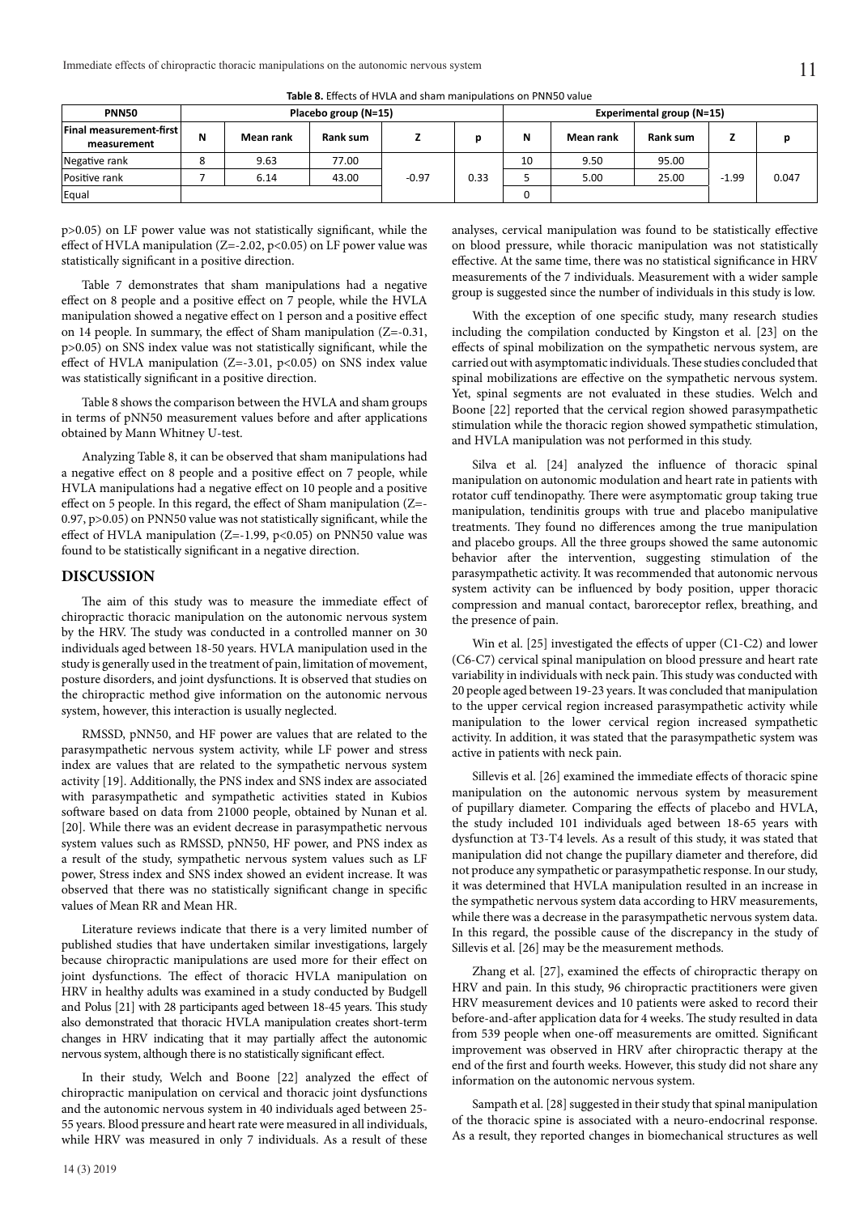**Table 8.** Effects of HVLA and sham manipulations on PNN50 value

| PNN50 | Placebo group (N=15) | | | | | Experimental group (N=15) | | | | |
|---|---|---|---|---|---|---|---|---|---|---|
| Final measurement-first measurement | N | Mean rank | Rank sum | Z | p | N | Mean rank | Rank sum | Z | p |
| Negative rank | 8 | 9.63 | 77.00 | -0.97 | 0.33 | 10 | 9.50 | 95.00 | -1.99 | 0.047 |
| Positive rank | 7 | 6.14 | 43.00 | | | 5 | 5.00 | 25.00 | | |
| Equal | | | | | | 0 | | | | |

p>0.05) on LF power value was not statistically significant, while the effect of HVLA manipulation (Z=-2.02, p<0.05) on LF power value was statistically significant in a positive direction.

Table 7 demonstrates that sham manipulations had a negative effect on 8 people and a positive effect on 7 people, while the HVLA manipulation showed a negative effect on 1 person and a positive effect on 14 people. In summary, the effect of Sham manipulation (Z=-0.31, p>0.05) on SNS index value was not statistically significant, while the effect of HVLA manipulation (Z=-3.01, p<0.05) on SNS index value was statistically significant in a positive direction.

Table 8 shows the comparison between the HVLA and sham groups in terms of pNN50 measurement values before and after applications obtained by Mann Whitney U-test.

Analyzing Table 8, it can be observed that sham manipulations had a negative effect on 8 people and a positive effect on 7 people, while HVLA manipulations had a negative effect on 10 people and a positive effect on 5 people. In this regard, the effect of Sham manipulation (Z=-0.97, p>0.05) on PNN50 value was not statistically significant, while the effect of HVLA manipulation (Z=-1.99, p<0.05) on PNN50 value was found to be statistically significant in a negative direction.

## DISCUSSION

The aim of this study was to measure the immediate effect of chiropractic thoracic manipulation on the autonomic nervous system by the HRV. The study was conducted in a controlled manner on 30 individuals aged between 18-50 years. HVLA manipulation used in the study is generally used in the treatment of pain, limitation of movement, posture disorders, and joint dysfunctions. It is observed that studies on the chiropractic method give information on the autonomic nervous system, however, this interaction is usually neglected.

RMSSD, pNN50, and HF power are values that are related to the parasympathetic nervous system activity, while LF power and stress index are values that are related to the sympathetic nervous system activity [19]. Additionally, the PNS index and SNS index are associated with parasympathetic and sympathetic activities stated in Kubios software based on data from 21000 people, obtained by Nunan et al. [20]. While there was an evident decrease in parasympathetic nervous system values such as RMSSD, pNN50, HF power, and PNS index as a result of the study, sympathetic nervous system values such as LF power, Stress index and SNS index showed an evident increase. It was observed that there was no statistically significant change in specific values of Mean RR and Mean HR.

Literature reviews indicate that there is a very limited number of published studies that have undertaken similar investigations, largely because chiropractic manipulations are used more for their effect on joint dysfunctions. The effect of thoracic HVLA manipulation on HRV in healthy adults was examined in a study conducted by Budgell and Polus [21] with 28 participants aged between 18-45 years. This study also demonstrated that thoracic HVLA manipulation creates short-term changes in HRV indicating that it may partially affect the autonomic nervous system, although there is no statistically significant effect.

In their study, Welch and Boone [22] analyzed the effect of chiropractic manipulation on cervical and thoracic joint dysfunctions and the autonomic nervous system in 40 individuals aged between 25-55 years. Blood pressure and heart rate were measured in all individuals, while HRV was measured in only 7 individuals. As a result of these analyses, cervical manipulation was found to be statistically effective on blood pressure, while thoracic manipulation was not statistically effective. At the same time, there was no statistical significance in HRV measurements of the 7 individuals. Measurement with a wider sample group is suggested since the number of individuals in this study is low.

With the exception of one specific study, many research studies including the compilation conducted by Kingston et al. [23] on the effects of spinal mobilization on the sympathetic nervous system, are carried out with asymptomatic individuals. These studies concluded that spinal mobilizations are effective on the sympathetic nervous system. Yet, spinal segments are not evaluated in these studies. Welch and Boone [22] reported that the cervical region showed parasympathetic stimulation while the thoracic region showed sympathetic stimulation, and HVLA manipulation was not performed in this study.

Silva et al. [24] analyzed the influence of thoracic spinal manipulation on autonomic modulation and heart rate in patients with rotator cuff tendinopathy. There were asymptomatic group taking true manipulation, tendinitis groups with true and placebo manipulative treatments. They found no differences among the true manipulation and placebo groups. All the three groups showed the same autonomic behavior after the intervention, suggesting stimulation of the parasympathetic activity. It was recommended that autonomic nervous system activity can be influenced by body position, upper thoracic compression and manual contact, baroreceptor reflex, breathing, and the presence of pain.

Win et al. [25] investigated the effects of upper (C1-C2) and lower (C6-C7) cervical spinal manipulation on blood pressure and heart rate variability in individuals with neck pain. This study was conducted with 20 people aged between 19-23 years. It was concluded that manipulation to the upper cervical region increased parasympathetic activity while manipulation to the lower cervical region increased sympathetic activity. In addition, it was stated that the parasympathetic system was active in patients with neck pain.

Sillevis et al. [26] examined the immediate effects of thoracic spine manipulation on the autonomic nervous system by measurement of pupillary diameter. Comparing the effects of placebo and HVLA, the study included 101 individuals aged between 18-65 years with dysfunction at T3-T4 levels. As a result of this study, it was stated that manipulation did not change the pupillary diameter and therefore, did not produce any sympathetic or parasympathetic response. In our study, it was determined that HVLA manipulation resulted in an increase in the sympathetic nervous system data according to HRV measurements, while there was a decrease in the parasympathetic nervous system data. In this regard, the possible cause of the discrepancy in the study of Sillevis et al. [26] may be the measurement methods.

Zhang et al. [27], examined the effects of chiropractic therapy on HRV and pain. In this study, 96 chiropractic practitioners were given HRV measurement devices and 10 patients were asked to record their before-and-after application data for 4 weeks. The study resulted in data from 539 people when one-off measurements are omitted. Significant improvement was observed in HRV after chiropractic therapy at the end of the first and fourth weeks. However, this study did not share any information on the autonomic nervous system.

Sampath et al. [28] suggested in their study that spinal manipulation of the thoracic spine is associated with a neuro-endocrinal response. As a result, they reported changes in biomechanical structures as well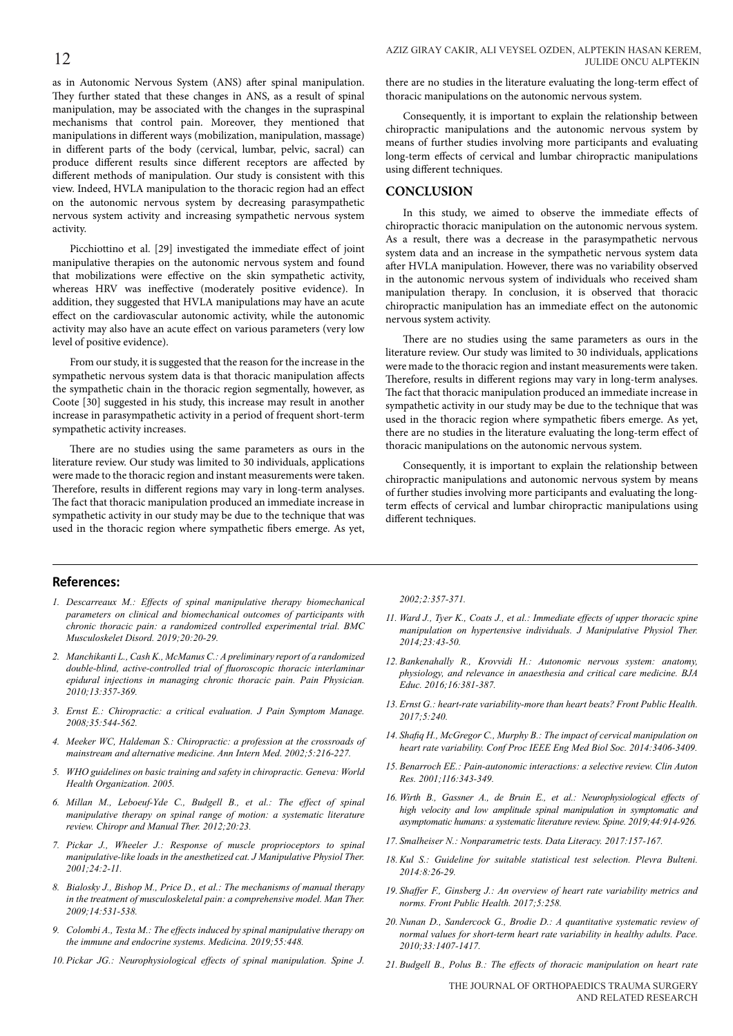as in Autonomic Nervous System (ANS) after spinal manipulation. They further stated that these changes in ANS, as a result of spinal manipulation, may be associated with the changes in the supraspinal mechanisms that control pain. Moreover, they mentioned that manipulations in different ways (mobilization, manipulation, massage) in different parts of the body (cervical, lumbar, pelvic, sacral) can produce different results since different receptors are affected by different methods of manipulation. Our study is consistent with this view. Indeed, HVLA manipulation to the thoracic region had an effect on the autonomic nervous system by decreasing parasympathetic nervous system activity and increasing sympathetic nervous system activity.

Picchiottino et al. [29] investigated the immediate effect of joint manipulative therapies on the autonomic nervous system and found that mobilizations were effective on the skin sympathetic activity, whereas HRV was ineffective (moderately positive evidence). In addition, they suggested that HVLA manipulations may have an acute effect on the cardiovascular autonomic activity, while the autonomic activity may also have an acute effect on various parameters (very low level of positive evidence).

From our study, it is suggested that the reason for the increase in the sympathetic nervous system data is that thoracic manipulation affects the sympathetic chain in the thoracic region segmentally, however, as Coote [30] suggested in his study, this increase may result in another increase in parasympathetic activity in a period of frequent short-term sympathetic activity increases.

There are no studies using the same parameters as ours in the literature review. Our study was limited to 30 individuals, applications were made to the thoracic region and instant measurements were taken. Therefore, results in different regions may vary in long-term analyses. The fact that thoracic manipulation produced an immediate increase in sympathetic activity in our study may be due to the technique that was used in the thoracic region where sympathetic fibers emerge. As yet, there are no studies in the literature evaluating the long-term effect of thoracic manipulations on the autonomic nervous system.

Consequently, it is important to explain the relationship between chiropractic manipulations and the autonomic nervous system by means of further studies involving more participants and evaluating long-term effects of cervical and lumbar chiropractic manipulations using different techniques.

## CONCLUSION

In this study, we aimed to observe the immediate effects of chiropractic thoracic manipulation on the autonomic nervous system. As a result, there was a decrease in the parasympathetic nervous system data and an increase in the sympathetic nervous system data after HVLA manipulation. However, there was no variability observed in the autonomic nervous system of individuals who received sham manipulation therapy. In conclusion, it is observed that thoracic chiropractic manipulation has an immediate effect on the autonomic nervous system activity.

There are no studies using the same parameters as ours in the literature review. Our study was limited to 30 individuals, applications were made to the thoracic region and instant measurements were taken. Therefore, results in different regions may vary in long-term analyses. The fact that thoracic manipulation produced an immediate increase in sympathetic activity in our study may be due to the technique that was used in the thoracic region where sympathetic fibers emerge. As yet, there are no studies in the literature evaluating the long-term effect of thoracic manipulations on the autonomic nervous system.

Consequently, it is important to explain the relationship between chiropractic manipulations and autonomic nervous system by means of further studies involving more participants and evaluating the long-term effects of cervical and lumbar chiropractic manipulations using different techniques.

## References:

1. *Descarreaux M.: Effects of spinal manipulative therapy biomechanical parameters on clinical and biomechanical outcomes of participants with chronic thoracic pain: a randomized controlled experimental trial. BMC Musculoskelet Disord. 2019;20:20-29.*
2. *Manchikanti L., Cash K., McManus C.: A preliminary report of a randomized double-blind, active-controlled trial of fluoroscopic thoracic interlaminar epidural injections in managing chronic thoracic pain. Pain Physician. 2010;13:357-369.*
3. *Ernst E.: Chiropractic: a critical evaluation. J Pain Symptom Manage. 2008;35:544-562.*
4. *Meeker WC, Haldeman S.: Chiropractic: a profession at the crossroads of mainstream and alternative medicine. Ann Intern Med. 2002;5:216-227.*
5. *WHO guidelines on basic training and safety in chiropractic. Geneva: World Health Organization. 2005.*
6. *Millan M., Leboeuf-Yde C., Budgell B., et al.: The effect of spinal manipulative therapy on spinal range of motion: a systematic literature review. Chiropr and Manual Ther. 2012;20:23.*
7. *Pickar J., Wheeler J.: Response of muscle proprioceptors to spinal manipulative-like loads in the anesthetized cat. J Manipulative Physiol Ther. 2001;24:2-11.*
8. *Bialosky J., Bishop M., Price D., et al.: The mechanisms of manual therapy in the treatment of musculoskeletal pain: a comprehensive model. Man Ther. 2009;14:531-538.*
9. *Colombi A., Testa M.: The effects induced by spinal manipulative therapy on the immune and endocrine systems. Medicina. 2019;55:448.*
10. *Pickar JG.: Neurophysiological effects of spinal manipulation. Spine J. 2002;2:357-371.*
11. *Ward J., Tyer K., Coats J., et al.: Immediate effects of upper thoracic spine manipulation on hypertensive individuals. J Manipulative Physiol Ther. 2014;23:43-50.*
12. *Bankenahally R., Krovvidi H.: Autonomic nervous system: anatomy, physiology, and relevance in anaesthesia and critical care medicine. BJA Educ. 2016;16:381-387.*
13. *Ernst G.: heart-rate variability-more than heart beats? Front Public Health. 2017;5:240.*
14. *Shafiq H., McGregor C., Murphy B.: The impact of cervical manipulation on heart rate variability. Conf Proc IEEE Eng Med Biol Soc. 2014:3406-3409.*
15. *Benarroch EE.: Pain-autonomic interactions: a selective review. Clin Auton Res. 2001;116:343-349.*
16. *Wirth B., Gassner A., de Bruin E., et al.: Neurophysiological effects of high velocity and low amplitude spinal manipulation in symptomatic and asymptomatic humans: a systematic literature review. Spine. 2019;44:914-926.*
17. *Smalheiser N.: Nonparametric tests. Data Literacy. 2017:157-167.*
18. *Kul S.: Guideline for suitable statistical test selection. Plevra Bulteni. 2014:8:26-29.*
19. *Shaffer F., Ginsberg J.: An overview of heart rate variability metrics and norms. Front Public Health. 2017;5:258.*
20. *Nunan D., Sandercock G., Brodie D.: A quantitative systematic review of normal values for short-term heart rate variability in healthy adults. Pace. 2010;33:1407-1417.*
21. *Budgell B., Polus B.: The effects of thoracic manipulation on heart rate*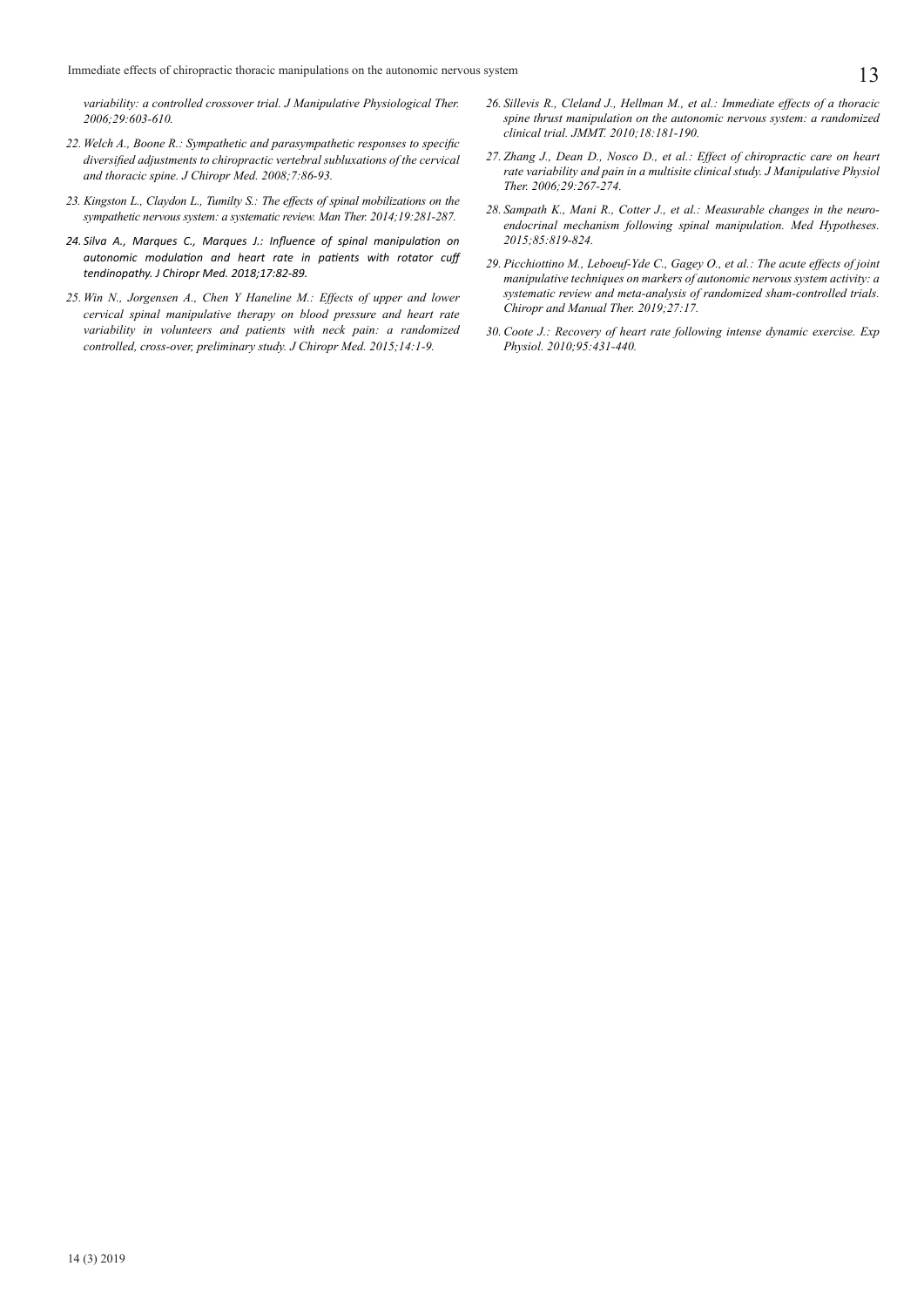*variability: a controlled crossover trial. J Manipulative Physiological Ther. 2006;29:603-610.*

22. *Welch A., Boone R.: Sympathetic and parasympathetic responses to specific diversified adjustments to chiropractic vertebral subluxations of the cervical and thoracic spine. J Chiropr Med. 2008;7:86-93.*
23. *Kingston L., Claydon L., Tumilty S.: The effects of spinal mobilizations on the sympathetic nervous system: a systematic review. Man Ther. 2014;19:281-287.*
24. *Silva A., Marques C., Marques J.: Influence of spinal manipulation on autonomic modulation and heart rate in patients with rotator cuff tendinopathy. J Chiropr Med. 2018;17:82-89.*
25. *Win N., Jorgensen A., Chen Y Haneline M.: Effects of upper and lower cervical spinal manipulative therapy on blood pressure and heart rate variability in volunteers and patients with neck pain: a randomized controlled, cross-over, preliminary study. J Chiropr Med. 2015;14:1-9.*
26. *Sillevis R., Cleland J., Hellman M., et al.: Immediate effects of a thoracic spine thrust manipulation on the autonomic nervous system: a randomized clinical trial. JMMT. 2010;18:181-190.*
27. *Zhang J., Dean D., Nosco D., et al.: Effect of chiropractic care on heart rate variability and pain in a multisite clinical study. J Manipulative Physiol Ther. 2006;29:267-274.*
28. *Sampath K., Mani R., Cotter J., et al.: Measurable changes in the neuro-endocrinal mechanism following spinal manipulation. Med Hypotheses. 2015;85:819-824.*
29. *Picchiottino M., Leboeuf-Yde C., Gagey O., et al.: The acute effects of joint manipulative techniques on markers of autonomic nervous system activity: a systematic review and meta-analysis of randomized sham-controlled trials. Chiropr and Manual Ther. 2019;27:17.*
30. *Coote J.: Recovery of heart rate following intense dynamic exercise. Exp Physiol. 2010;95:431-440.*